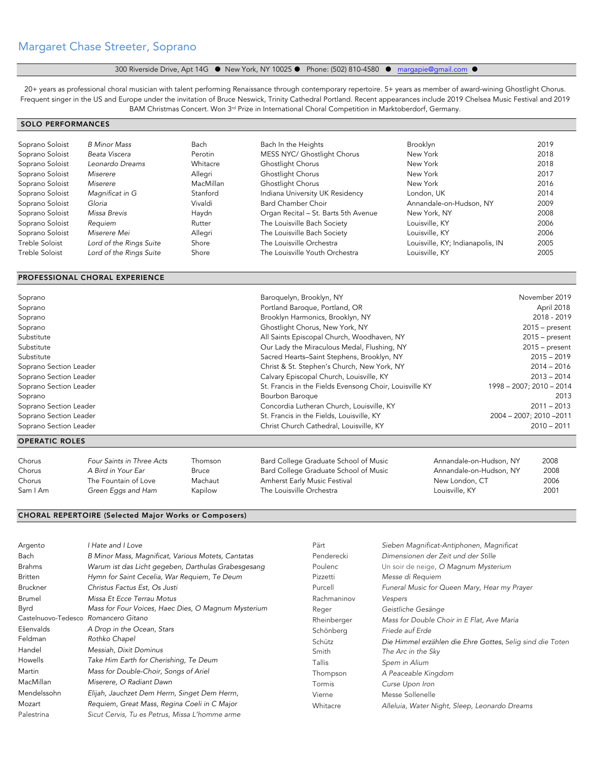# Margaret Chase Streeter, Soprano

300 Riverside Drive, Apt 14G ● New York, NY 10025 ● Phone: (502) 810-4580 ● margapie@gmail.com ●

20+ years as professional choral musician with talent performing Renaissance through contemporary repertoire. 5+ years as member of award-wining Ghostlight Chorus. Frequent singer in the US and Europe under the invitation of Bruce Neswick, Trinity Cathedral Portland. Recent appearances include 2019 Chelsea Music Festival and 2019 BAM Christmas Concert. Won 3rd Prize in International Choral Competition in Marktoberdorf, Germany.

## SOLO PERFORMANCES

| | | | | | |
|---|---|---|---|---|---|
| Soprano Soloist | *B Minor Mass* | Bach | Bach In the Heights | Brooklyn | 2019 |
| Soprano Soloist | *Beata Viscera* | Perotin | MESS NYC/ Ghostlight Chorus | New York | 2018 |
| Soprano Soloist | *Leonardo Dreams* | Whitacre | Ghostlight Chorus | New York | 2018 |
| Soprano Soloist | *Miserere* | Allegri | Ghostlight Chorus | New York | 2017 |
| Soprano Soloist | *Miserere* | MacMillan | Ghostlight Chorus | New York | 2016 |
| Soprano Soloist | *Magnificat in G* | Stanford | Indiana University UK Residency | London, UK | 2014 |
| Soprano Soloist | *Gloria* | Vivaldi | Bard Chamber Choir | Annandale-on-Hudson, NY | 2009 |
| Soprano Soloist | *Missa Brevis* | Haydn | Organ Recital – St. Barts 5th Avenue | New York, NY | 2008 |
| Soprano Soloist | *Requiem* | Rutter | The Louisville Bach Society | Louisville, KY | 2006 |
| Soprano Soloist | *Miserere Mei* | Allegri | The Louisville Bach Society | Louisville, KY | 2006 |
| Treble Soloist | *Lord of the Rings Suite* | Shore | The Louisville Orchestra | Louisville, KY; Indianapolis, IN | 2005 |
| Treble Soloist | *Lord of the Rings Suite* | Shore | The Louisville Youth Orchestra | Louisville, KY | 2005 |

## PROFESSIONAL CHORAL EXPERIENCE

| | | |
|---|---|---|
| Soprano | Baroquelyn, Brooklyn, NY | November 2019 |
| Soprano | Portland Baroque, Portland, OR | April 2018 |
| Soprano | Brooklyn Harmonics, Brooklyn, NY | 2018 - 2019 |
| Soprano | Ghostlight Chorus, New York, NY | 2015 – present |
| Substitute | All Saints Episcopal Church, Woodhaven, NY | 2015 – present |
| Substitute | Our Lady the Miraculous Medal, Flushing, NY | 2015 – present |
| Substitute | Sacred Hearts–Saint Stephens, Brooklyn, NY | 2015 – 2019 |
| Soprano Section Leader | Christ & St. Stephen's Church, New York, NY | 2014 – 2016 |
| Soprano Section Leader | Calvary Episcopal Church, Louisville, KY | 2013 – 2014 |
| Soprano Section Leader | St. Francis in the Fields Evensong Choir, Louisville KY | 1998 – 2007; 2010 – 2014 |
| Soprano | Bourbon Baroque | 2013 |
| Soprano Section Leader | Concordia Lutheran Church, Louisville, KY | 2011 – 2013 |
| Soprano Section Leader | St. Francis in the Fields, Louisville, KY | 2004 – 2007; 2010 –2011 |
| Soprano Section Leader | Christ Church Cathedral, Louisville, KY | 2010 – 2011 |

## OPERATIC ROLES

| | | | | | |
|---|---|---|---|---|---|
| Chorus | *Four Saints in Three Acts* | Thomson | Bard College Graduate School of Music | Annandale-on-Hudson, NY | 2008 |
| Chorus | *A Bird in Your Ear* | Bruce | Bard College Graduate School of Music | Annandale-on-Hudson, NY | 2008 |
| Chorus | The Fountain of Love | Machaut | Amherst Early Music Festival | New London, CT | 2006 |
| Sam I Am | *Green Eggs and Ham* | Kapilow | The Louisville Orchestra | Louisville, KY | 2001 |

## CHORAL REPERTOIRE (Selected Major Works or Composers)

| | |
|---|---|
| Argento | *I Hate and I Love* |
| Bach | *B Minor Mass, Magnificat, Various Motets, Cantatas* |
| Brahms | *Warum ist das Licht gegeben, Darthulas Grabesgesang* |
| Britten | *Hymn for Saint Cecelia, War Requiem, Te Deum* |
| Bruckner | *Christus Factus Est, Os Justi* |
| Brumel | *Missa Et Ecce Terrau Motus* |
| Byrd | *Mass for Four Voices, Haec Dies, O Magnum Mysterium* |
| Castelnuovo-Tedesco | *Romancero Gitano* |
| Ešenvalds | *A Drop in the Ocean, Stars* |
| Feldman | *Rothko Chapel* |
| Handel | *Messiah, Dixit Dominus* |
| Howells | *Take Him Earth for Cherishing, Te Deum* |
| Martin | *Mass for Double-Choir, Songs of Ariel* |
| MacMillan | *Miserere, O Radiant Dawn* |
| Mendelssohn | *Elijah, Jauchzet Dem Herrn, Singet Dem Herrn,* |
| Mozart | *Requiem, Great Mass, Regina Coeli in C Major* |
| Palestrina | *Sicut Cervis, Tu es Petrus, Missa L'homme arme* |
| Pärt | *Sieben Magnificat-Antiphonen, Magnificat* |
| Penderecki | *Dimensionen der Zeit und der Stille* |
| Poulenc | Un soir de neige, *O Magnum Mysterium* |
| Pizzetti | *Messe di Requiem* |
| Purcell | *Funeral Music for Queen Mary, Hear my Prayer* |
| Rachmaninov | *Vespers* |
| Reger | *Geistliche Gesänge* |
| Rheinberger | *Mass for Double Choir in E Flat, Ave Maria* |
| Schönberg | *Friede auf Erde* |
| Schütz | *Die Himmel erzählen die Ehre Gottes, Selig sind die Toten* |
| Smith | *The Arc in the Sky* |
| Tallis | *Spem in Alium* |
| Thompson | *A Peaceable Kingdom* |
| Tormis | *Curse Upon Iron* |
| Vierne | Messe Sollenelle |
| Whitacre | *Alleluia, Water Night, Sleep, Leonardo Dreams* |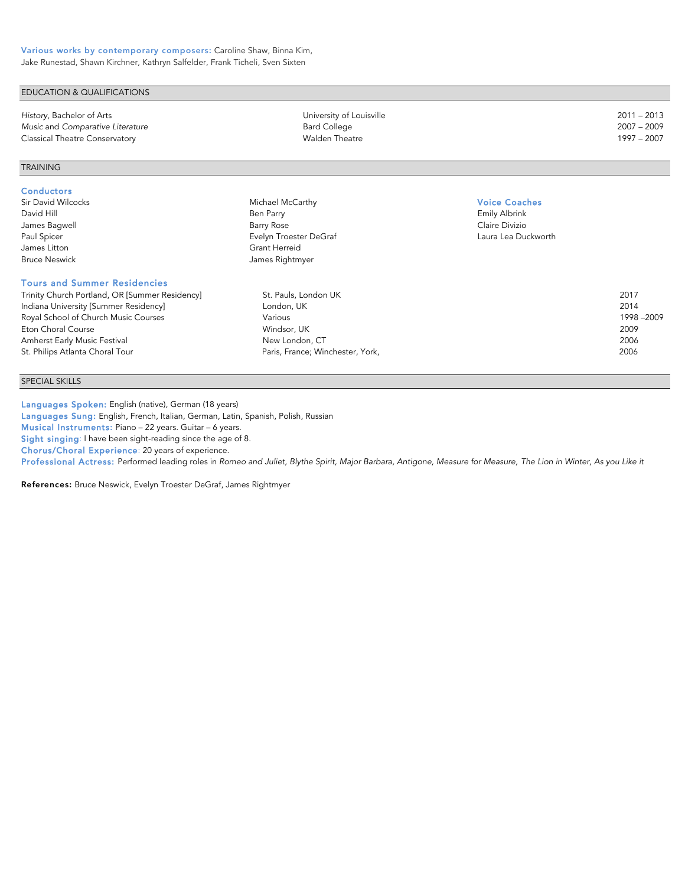**Various works by contemporary composers:** Caroline Shaw, Binna Kim, Jake Runestad, Shawn Kirchner, Kathryn Salfelder, Frank Ticheli, Sven Sixten

## EDUCATION & QUALIFICATIONS

| | | |
|---|---|---|
| *History*, Bachelor of Arts | University of Louisville | 2011 – 2013 |
| *Music* and *Comparative Literature* | Bard College | 2007 – 2009 |
| Classical Theatre Conservatory | Walden Theatre | 1997 – 2007 |

## TRAINING

### Conductors

- Sir David Wilcocks
- David Hill
- James Bagwell
- Paul Spicer
- James Litton
- Bruce Neswick
- Michael McCarthy
- Ben Parry
- Barry Rose
- Evelyn Troester DeGraf
- Grant Herreid
- James Rightmyer

### Voice Coaches

- Emily Albrink
- Claire Divizio
- Laura Lea Duckworth

### Tours and Summer Residencies

| | | |
|---|---|---|
| Trinity Church Portland, OR [Summer Residency] | St. Pauls, London UK | 2017 |
| Indiana University [Summer Residency] | London, UK | 2014 |
| Royal School of Church Music Courses | Various | 1998 –2009 |
| Eton Choral Course | Windsor, UK | 2009 |
| Amherst Early Music Festival | New London, CT | 2006 |
| St. Philips Atlanta Choral Tour | Paris, France; Winchester, York, | 2006 |

## SPECIAL SKILLS

**Languages Spoken:** English (native), German (18 years)
**Languages Sung:** English, French, Italian, German, Latin, Spanish, Polish, Russian
**Musical Instruments:** Piano – 22 years. Guitar – 6 years.
**Sight singing**: I have been sight-reading since the age of 8.
**Chorus/Choral Experience**: 20 years of experience.
**Professional Actress:** Performed leading roles in *Romeo and Juliet, Blythe Spirit, Major Barbara, Antigone, Measure for Measure, The Lion in Winter, As you Like it*

**References:** Bruce Neswick, Evelyn Troester DeGraf, James Rightmyer